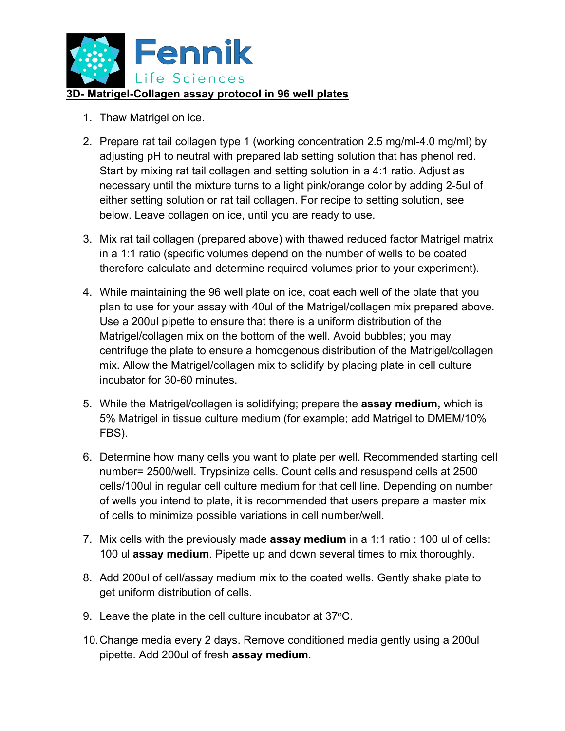Fennik

Life Sciences

**3D- Matrigel-Collagen assay protocol in 96 well plates**

1. Thaw Matrigel on ice.
2. Prepare rat tail collagen type 1 (working concentration 2.5 mg/ml-4.0 mg/ml) by adjusting pH to neutral with prepared lab setting solution that has phenol red. Start by mixing rat tail collagen and setting solution in a 4:1 ratio. Adjust as necessary until the mixture turns to a light pink/orange color by adding 2-5ul of either setting solution or rat tail collagen. For recipe to setting solution, see below. Leave collagen on ice, until you are ready to use.
3. Mix rat tail collagen (prepared above) with thawed reduced factor Matrigel matrix in a 1:1 ratio (specific volumes depend on the number of wells to be coated therefore calculate and determine required volumes prior to your experiment).
4. While maintaining the 96 well plate on ice, coat each well of the plate that you plan to use for your assay with 40ul of the Matrigel/collagen mix prepared above. Use a 200ul pipette to ensure that there is a uniform distribution of the Matrigel/collagen mix on the bottom of the well. Avoid bubbles; you may centrifuge the plate to ensure a homogenous distribution of the Matrigel/collagen mix. Allow the Matrigel/collagen mix to solidify by placing plate in cell culture incubator for 30-60 minutes.
5. While the Matrigel/collagen is solidifying; prepare the **assay medium,** which is 5% Matrigel in tissue culture medium (for example; add Matrigel to DMEM/10% FBS).
6. Determine how many cells you want to plate per well. Recommended starting cell number= 2500/well. Trypsinize cells. Count cells and resuspend cells at 2500 cells/100ul in regular cell culture medium for that cell line. Depending on number of wells you intend to plate, it is recommended that users prepare a master mix of cells to minimize possible variations in cell number/well.
7. Mix cells with the previously made **assay medium** in a 1:1 ratio : 100 ul of cells: 100 ul **assay medium**. Pipette up and down several times to mix thoroughly.
8. Add 200ul of cell/assay medium mix to the coated wells. Gently shake plate to get uniform distribution of cells.
9. Leave the plate in the cell culture incubator at 37$^{o}$C.
10. Change media every 2 days. Remove conditioned media gently using a 200ul pipette. Add 200ul of fresh **assay medium**.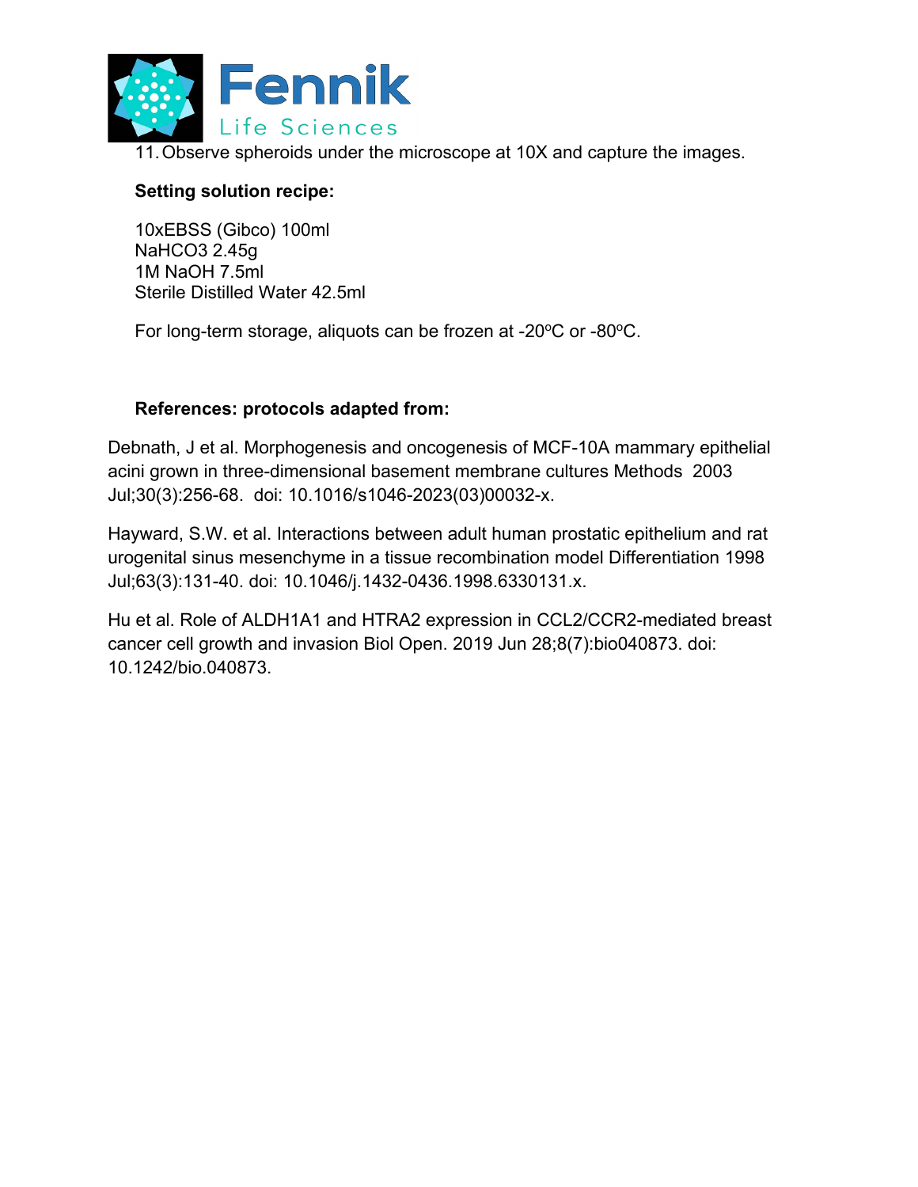11. Observe spheroids under the microscope at 10X and capture the images.

**Setting solution recipe:**

10xEBSS (Gibco) 100ml
$NaHCO_3$ 2.45g
1M NaOH 7.5ml
Sterile Distilled Water 42.5ml

For long-term storage, aliquots can be frozen at -20ºC or -80ºC.

**References: protocols adapted from:**

Debnath, J et al. Morphogenesis and oncogenesis of MCF-10A mammary epithelial acini grown in three-dimensional basement membrane cultures Methods 2003 Jul;30(3):256-68. doi: 10.1016/s1046-2023(03)00032-x.

Hayward, S.W. et al. Interactions between adult human prostatic epithelium and rat urogenital sinus mesenchyme in a tissue recombination model Differentiation 1998 Jul;63(3):131-40. doi: 10.1046/j.1432-0436.1998.6330131.x.

Hu et al. Role of ALDH1A1 and HTRA2 expression in CCL2/CCR2-mediated breast cancer cell growth and invasion Biol Open. 2019 Jun 28;8(7):bio040873. doi: 10.1242/bio.040873.